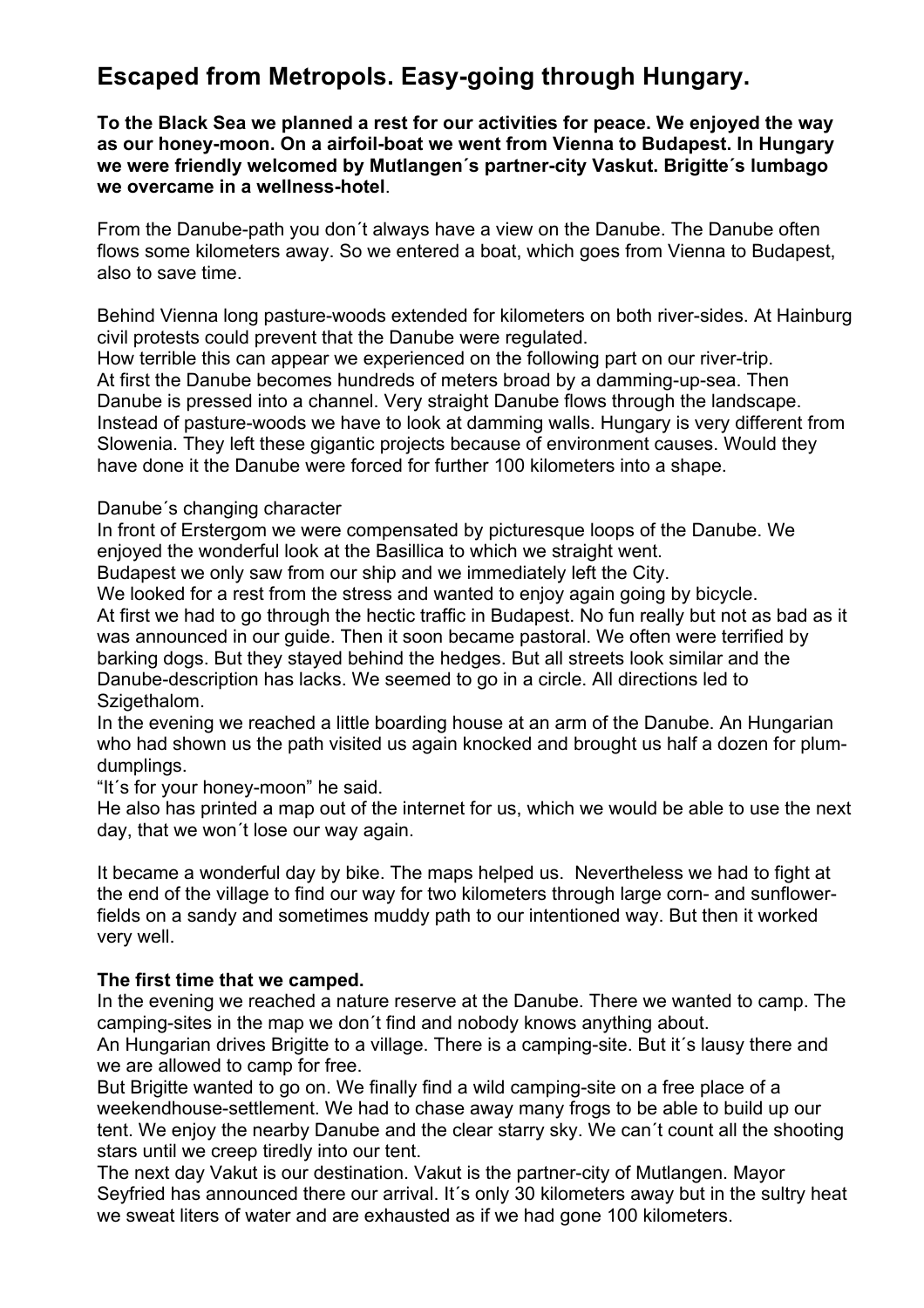# Escaped from Metropols. Easy-going through Hungary.

**To the Black Sea we planned a rest for our activities for peace. We enjoyed the way as our honey-moon. On a airfoil-boat we went from Vienna to Budapest. In Hungary we were friendly welcomed by Mutlangen´s partner-city Vaskut. Brigitte´s lumbago we overcame in a wellness-hotel**.

From the Danube-path you don´t always have a view on the Danube. The Danube often flows some kilometers away. So we entered a boat, which goes from Vienna to Budapest, also to save time.

Behind Vienna long pasture-woods extended for kilometers on both river-sides. At Hainburg civil protests could prevent that the Danube were regulated.
How terrible this can appear we experienced on the following part on our river-trip.
At first the Danube becomes hundreds of meters broad by a damming-up-sea. Then Danube is pressed into a channel. Very straight Danube flows through the landscape. Instead of pasture-woods we have to look at damming walls. Hungary is very different from Slowenia. They left these gigantic projects because of environment causes. Would they have done it the Danube were forced for further 100 kilometers into a shape.

Danube´s changing character
In front of Erstergom we were compensated by picturesque loops of the Danube. We enjoyed the wonderful look at the Basillica to which we straight went.
Budapest we only saw from our ship and we immediately left the City.
We looked for a rest from the stress and wanted to enjoy again going by bicycle.
At first we had to go through the hectic traffic in Budapest. No fun really but not as bad as it was announced in our guide. Then it soon became pastoral. We often were terrified by barking dogs. But they stayed behind the hedges. But all streets look similar and the Danube-description has lacks. We seemed to go in a circle. All directions led to Szigethalom.
In the evening we reached a little boarding house at an arm of the Danube. An Hungarian who had shown us the path visited us again knocked and brought us half a dozen for plum-dumplings.
“It´s for your honey-moon” he said.
He also has printed a map out of the internet for us, which we would be able to use the next day, that we won´t lose our way again.

It became a wonderful day by bike. The maps helped us. Nevertheless we had to fight at the end of the village to find our way for two kilometers through large corn- and sunflower-fields on a sandy and sometimes muddy path to our intentioned way. But then it worked very well.

**The first time that we camped.**
In the evening we reached a nature reserve at the Danube. There we wanted to camp. The camping-sites in the map we don´t find and nobody knows anything about.
An Hungarian drives Brigitte to a village. There is a camping-site. But it´s lausy there and we are allowed to camp for free.
But Brigitte wanted to go on. We finally find a wild camping-site on a free place of a weekendhouse-settlement. We had to chase away many frogs to be able to build up our tent. We enjoy the nearby Danube and the clear starry sky. We can´t count all the shooting stars until we creep tiredly into our tent.
The next day Vakut is our destination. Vakut is the partner-city of Mutlangen. Mayor Seyfried has announced there our arrival. It´s only 30 kilometers away but in the sultry heat we sweat liters of water and are exhausted as if we had gone 100 kilometers.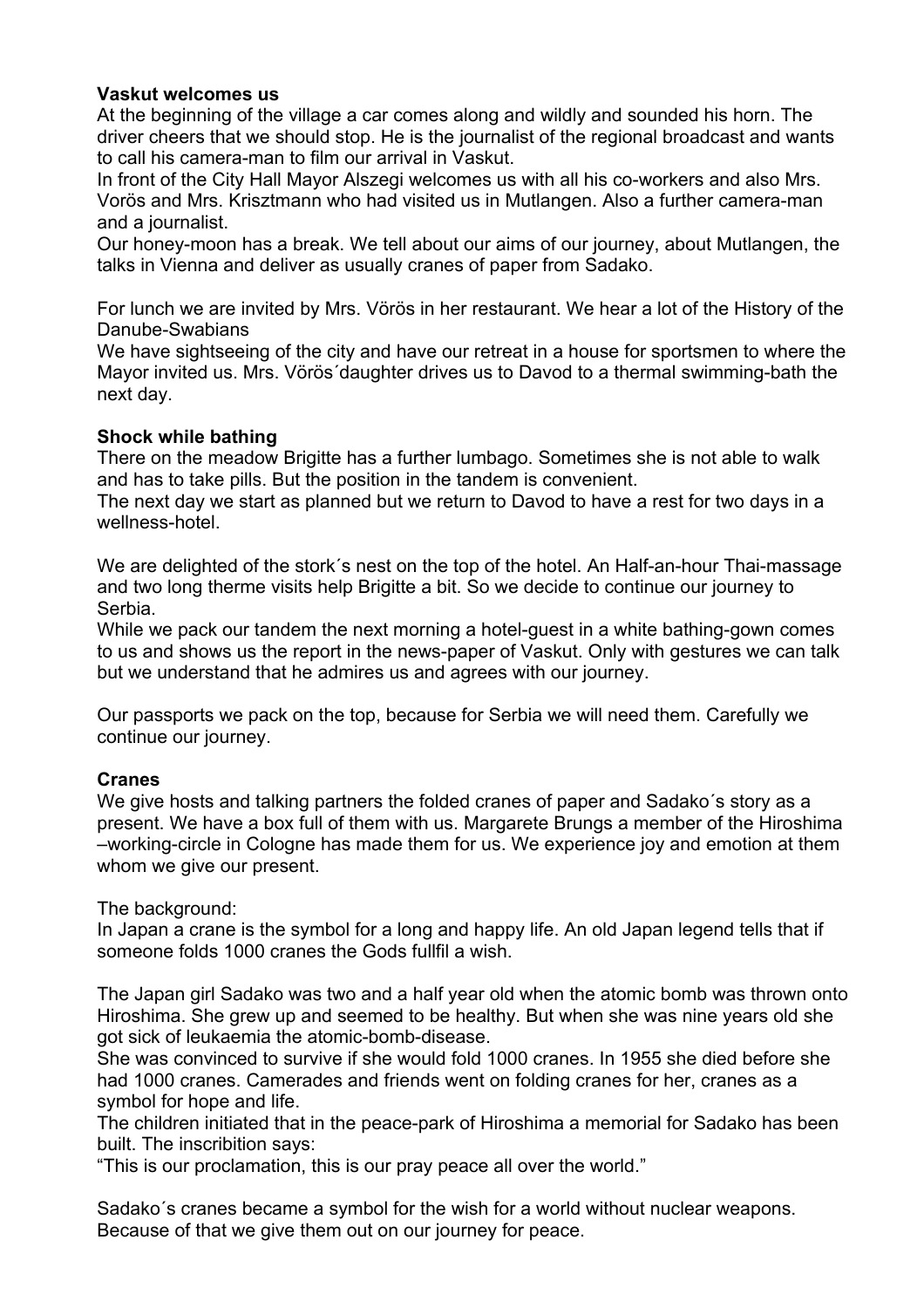**Vaskut welcomes us**

At the beginning of the village a car comes along and wildly and sounded his horn. The driver cheers that we should stop. He is the journalist of the regional broadcast and wants to call his camera-man to film our arrival in Vaskut.

In front of the City Hall Mayor Alszegi welcomes us with all his co-workers and also Mrs. Vorös and Mrs. Krisztmann who had visited us in Mutlangen. Also a further camera-man and a journalist.

Our honey-moon has a break. We tell about our aims of our journey, about Mutlangen, the talks in Vienna and deliver as usually cranes of paper from Sadako.

For lunch we are invited by Mrs. Vörös in her restaurant. We hear a lot of the History of the Danube-Swabians

We have sightseeing of the city and have our retreat in a house for sportsmen to where the Mayor invited us. Mrs. Vörös´daughter drives us to Davod to a thermal swimming-bath the next day.

**Shock while bathing**

There on the meadow Brigitte has a further lumbago. Sometimes she is not able to walk and has to take pills. But the position in the tandem is convenient.

The next day we start as planned but we return to Davod to have a rest for two days in a wellness-hotel.

We are delighted of the stork´s nest on the top of the hotel. An Half-an-hour Thai-massage and two long therme visits help Brigitte a bit. So we decide to continue our journey to Serbia.

While we pack our tandem the next morning a hotel-guest in a white bathing-gown comes to us and shows us the report in the news-paper of Vaskut. Only with gestures we can talk but we understand that he admires us and agrees with our journey.

Our passports we pack on the top, because for Serbia we will need them. Carefully we continue our journey.

**Cranes**

We give hosts and talking partners the folded cranes of paper and Sadako´s story as a present. We have a box full of them with us. Margarete Brungs a member of the Hiroshima –working-circle in Cologne has made them for us. We experience joy and emotion at them whom we give our present.

The background:

In Japan a crane is the symbol for a long and happy life. An old Japan legend tells that if someone folds 1000 cranes the Gods fullfil a wish.

The Japan girl Sadako was two and a half year old when the atomic bomb was thrown onto Hiroshima. She grew up and seemed to be healthy. But when she was nine years old she got sick of leukaemia the atomic-bomb-disease.

She was convinced to survive if she would fold 1000 cranes. In 1955 she died before she had 1000 cranes. Camerades and friends went on folding cranes for her, cranes as a symbol for hope and life.

The children initiated that in the peace-park of Hiroshima a memorial for Sadako has been built. The inscribition says:

"This is our proclamation, this is our pray peace all over the world."

Sadako´s cranes became a symbol for the wish for a world without nuclear weapons. Because of that we give them out on our journey for peace.